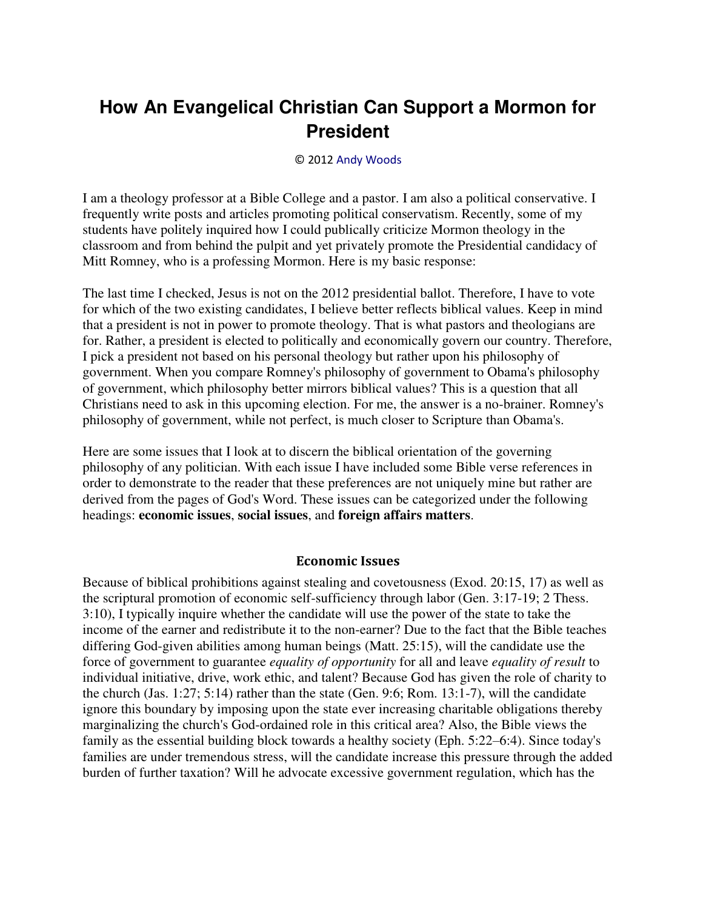# How An Evangelical Christian Can Support a Mormon for President

© 2012 Andy Woods

I am a theology professor at a Bible College and a pastor. I am also a political conservative. I frequently write posts and articles promoting political conservatism. Recently, some of my students have politely inquired how I could publically criticize Mormon theology in the classroom and from behind the pulpit and yet privately promote the Presidential candidacy of Mitt Romney, who is a professing Mormon. Here is my basic response:

The last time I checked, Jesus is not on the 2012 presidential ballot. Therefore, I have to vote for which of the two existing candidates, I believe better reflects biblical values. Keep in mind that a president is not in power to promote theology. That is what pastors and theologians are for. Rather, a president is elected to politically and economically govern our country. Therefore, I pick a president not based on his personal theology but rather upon his philosophy of government. When you compare Romney's philosophy of government to Obama's philosophy of government, which philosophy better mirrors biblical values? This is a question that all Christians need to ask in this upcoming election. For me, the answer is a no-brainer. Romney's philosophy of government, while not perfect, is much closer to Scripture than Obama's.

Here are some issues that I look at to discern the biblical orientation of the governing philosophy of any politician. With each issue I have included some Bible verse references in order to demonstrate to the reader that these preferences are not uniquely mine but rather are derived from the pages of God's Word. These issues can be categorized under the following headings: **economic issues**, **social issues**, and **foreign affairs matters**.

## Economic Issues

Because of biblical prohibitions against stealing and covetousness (Exod. 20:15, 17) as well as the scriptural promotion of economic self-sufficiency through labor (Gen. 3:17-19; 2 Thess. 3:10), I typically inquire whether the candidate will use the power of the state to take the income of the earner and redistribute it to the non-earner? Due to the fact that the Bible teaches differing God-given abilities among human beings (Matt. 25:15), will the candidate use the force of government to guarantee *equality of opportunity* for all and leave *equality of result* to individual initiative, drive, work ethic, and talent? Because God has given the role of charity to the church (Jas. 1:27; 5:14) rather than the state (Gen. 9:6; Rom. 13:1-7), will the candidate ignore this boundary by imposing upon the state ever increasing charitable obligations thereby marginalizing the church's God-ordained role in this critical area? Also, the Bible views the family as the essential building block towards a healthy society (Eph. 5:22–6:4). Since today's families are under tremendous stress, will the candidate increase this pressure through the added burden of further taxation? Will he advocate excessive government regulation, which has the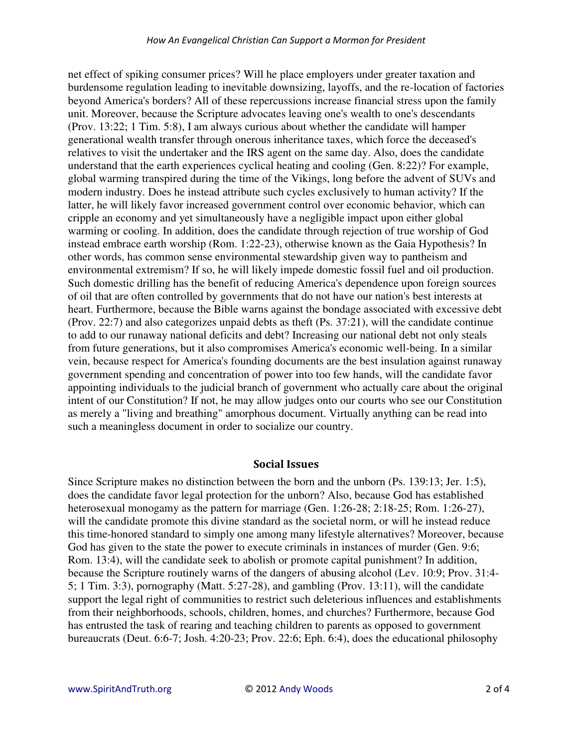net effect of spiking consumer prices? Will he place employers under greater taxation and burdensome regulation leading to inevitable downsizing, layoffs, and the re-location of factories beyond America's borders? All of these repercussions increase financial stress upon the family unit. Moreover, because the Scripture advocates leaving one's wealth to one's descendants (Prov. 13:22; 1 Tim. 5:8), I am always curious about whether the candidate will hamper generational wealth transfer through onerous inheritance taxes, which force the deceased's relatives to visit the undertaker and the IRS agent on the same day. Also, does the candidate understand that the earth experiences cyclical heating and cooling (Gen. 8:22)? For example, global warming transpired during the time of the Vikings, long before the advent of SUVs and modern industry. Does he instead attribute such cycles exclusively to human activity? If the latter, he will likely favor increased government control over economic behavior, which can cripple an economy and yet simultaneously have a negligible impact upon either global warming or cooling. In addition, does the candidate through rejection of true worship of God instead embrace earth worship (Rom. 1:22-23), otherwise known as the Gaia Hypothesis? In other words, has common sense environmental stewardship given way to pantheism and environmental extremism? If so, he will likely impede domestic fossil fuel and oil production. Such domestic drilling has the benefit of reducing America's dependence upon foreign sources of oil that are often controlled by governments that do not have our nation's best interests at heart. Furthermore, because the Bible warns against the bondage associated with excessive debt (Prov. 22:7) and also categorizes unpaid debts as theft (Ps. 37:21), will the candidate continue to add to our runaway national deficits and debt? Increasing our national debt not only steals from future generations, but it also compromises America's economic well-being. In a similar vein, because respect for America's founding documents are the best insulation against runaway government spending and concentration of power into too few hands, will the candidate favor appointing individuals to the judicial branch of government who actually care about the original intent of our Constitution? If not, he may allow judges onto our courts who see our Constitution as merely a "living and breathing" amorphous document. Virtually anything can be read into such a meaningless document in order to socialize our country.

## Social Issues

Since Scripture makes no distinction between the born and the unborn (Ps. 139:13; Jer. 1:5), does the candidate favor legal protection for the unborn? Also, because God has established heterosexual monogamy as the pattern for marriage (Gen. 1:26-28; 2:18-25; Rom. 1:26-27), will the candidate promote this divine standard as the societal norm, or will he instead reduce this time-honored standard to simply one among many lifestyle alternatives? Moreover, because God has given to the state the power to execute criminals in instances of murder (Gen. 9:6; Rom. 13:4), will the candidate seek to abolish or promote capital punishment? In addition, because the Scripture routinely warns of the dangers of abusing alcohol (Lev. 10:9; Prov. 31:4-5; 1 Tim. 3:3), pornography (Matt. 5:27-28), and gambling (Prov. 13:11), will the candidate support the legal right of communities to restrict such deleterious influences and establishments from their neighborhoods, schools, children, homes, and churches? Furthermore, because God has entrusted the task of rearing and teaching children to parents as opposed to government bureaucrats (Deut. 6:6-7; Josh. 4:20-23; Prov. 22:6; Eph. 6:4), does the educational philosophy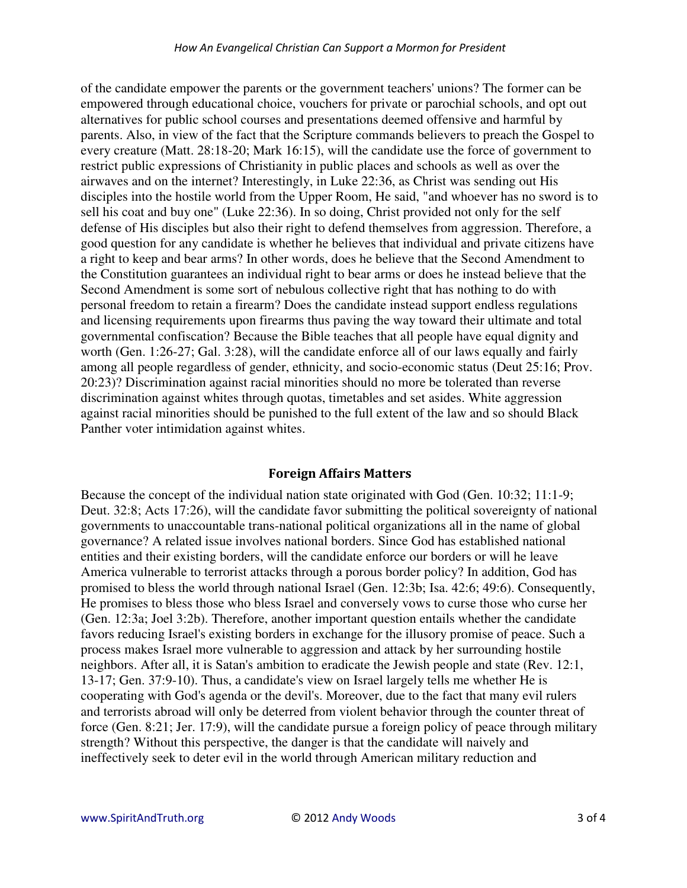of the candidate empower the parents or the government teachers' unions? The former can be empowered through educational choice, vouchers for private or parochial schools, and opt out alternatives for public school courses and presentations deemed offensive and harmful by parents. Also, in view of the fact that the Scripture commands believers to preach the Gospel to every creature (Matt. 28:18-20; Mark 16:15), will the candidate use the force of government to restrict public expressions of Christianity in public places and schools as well as over the airwaves and on the internet? Interestingly, in Luke 22:36, as Christ was sending out His disciples into the hostile world from the Upper Room, He said, "and whoever has no sword is to sell his coat and buy one" (Luke 22:36). In so doing, Christ provided not only for the self defense of His disciples but also their right to defend themselves from aggression. Therefore, a good question for any candidate is whether he believes that individual and private citizens have a right to keep and bear arms? In other words, does he believe that the Second Amendment to the Constitution guarantees an individual right to bear arms or does he instead believe that the Second Amendment is some sort of nebulous collective right that has nothing to do with personal freedom to retain a firearm? Does the candidate instead support endless regulations and licensing requirements upon firearms thus paving the way toward their ultimate and total governmental confiscation? Because the Bible teaches that all people have equal dignity and worth (Gen. 1:26-27; Gal. 3:28), will the candidate enforce all of our laws equally and fairly among all people regardless of gender, ethnicity, and socio-economic status (Deut 25:16; Prov. 20:23)? Discrimination against racial minorities should no more be tolerated than reverse discrimination against whites through quotas, timetables and set asides. White aggression against racial minorities should be punished to the full extent of the law and so should Black Panther voter intimidation against whites.

## Foreign Affairs Matters

Because the concept of the individual nation state originated with God (Gen. 10:32; 11:1-9; Deut. 32:8; Acts 17:26), will the candidate favor submitting the political sovereignty of national governments to unaccountable trans-national political organizations all in the name of global governance? A related issue involves national borders. Since God has established national entities and their existing borders, will the candidate enforce our borders or will he leave America vulnerable to terrorist attacks through a porous border policy? In addition, God has promised to bless the world through national Israel (Gen. 12:3b; Isa. 42:6; 49:6). Consequently, He promises to bless those who bless Israel and conversely vows to curse those who curse her (Gen. 12:3a; Joel 3:2b). Therefore, another important question entails whether the candidate favors reducing Israel's existing borders in exchange for the illusory promise of peace. Such a process makes Israel more vulnerable to aggression and attack by her surrounding hostile neighbors. After all, it is Satan's ambition to eradicate the Jewish people and state (Rev. 12:1, 13-17; Gen. 37:9-10). Thus, a candidate's view on Israel largely tells me whether He is cooperating with God's agenda or the devil's. Moreover, due to the fact that many evil rulers and terrorists abroad will only be deterred from violent behavior through the counter threat of force (Gen. 8:21; Jer. 17:9), will the candidate pursue a foreign policy of peace through military strength? Without this perspective, the danger is that the candidate will naively and ineffectively seek to deter evil in the world through American military reduction and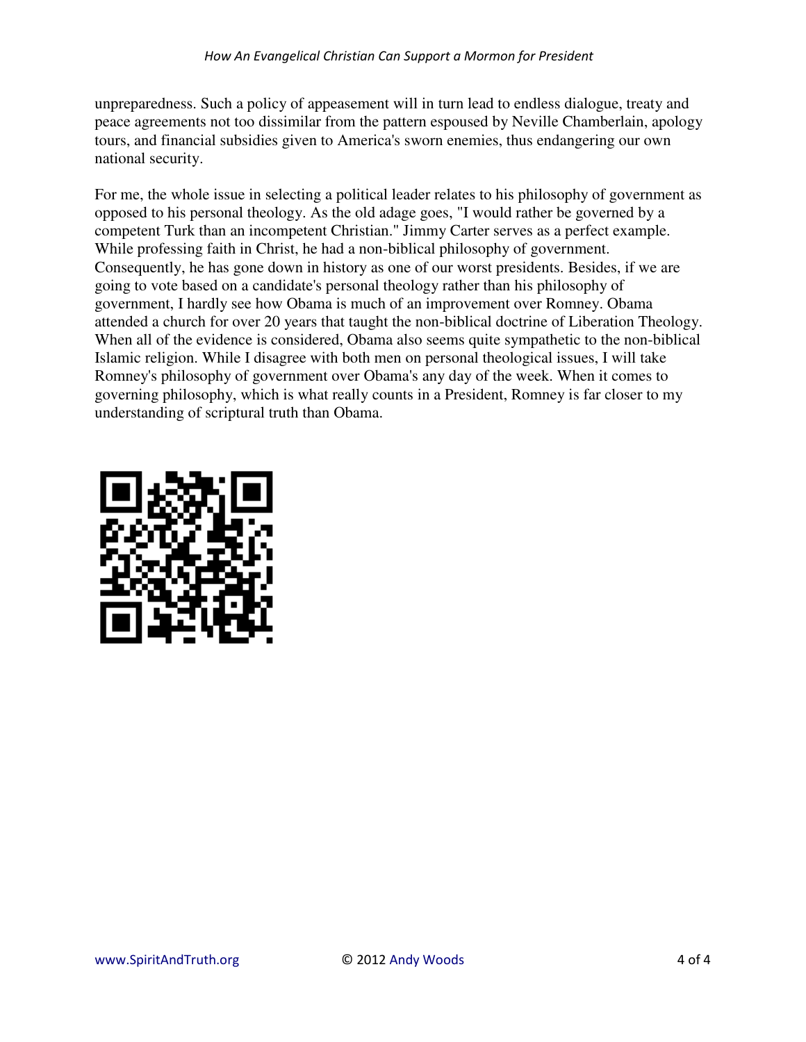unpreparedness. Such a policy of appeasement will in turn lead to endless dialogue, treaty and peace agreements not too dissimilar from the pattern espoused by Neville Chamberlain, apology tours, and financial subsidies given to America's sworn enemies, thus endangering our own national security.

For me, the whole issue in selecting a political leader relates to his philosophy of government as opposed to his personal theology. As the old adage goes, "I would rather be governed by a competent Turk than an incompetent Christian." Jimmy Carter serves as a perfect example. While professing faith in Christ, he had a non-biblical philosophy of government. Consequently, he has gone down in history as one of our worst presidents. Besides, if we are going to vote based on a candidate's personal theology rather than his philosophy of government, I hardly see how Obama is much of an improvement over Romney. Obama attended a church for over 20 years that taught the non-biblical doctrine of Liberation Theology. When all of the evidence is considered, Obama also seems quite sympathetic to the non-biblical Islamic religion. While I disagree with both men on personal theological issues, I will take Romney's philosophy of government over Obama's any day of the week. When it comes to governing philosophy, which is what really counts in a President, Romney is far closer to my understanding of scriptural truth than Obama.